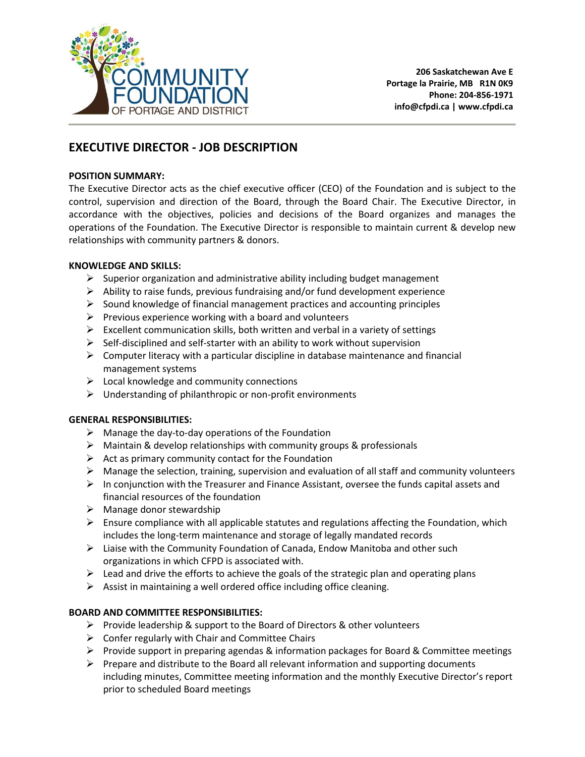206 Saskatchewan Ave E
Portage la Prairie, MB R1N 0K9
Phone: 204-856-1971
info@cfpdi.ca | www.cfpdi.ca

# EXECUTIVE DIRECTOR - JOB DESCRIPTION

**POSITION SUMMARY:**

The Executive Director acts as the chief executive officer (CEO) of the Foundation and is subject to the control, supervision and direction of the Board, through the Board Chair. The Executive Director, in accordance with the objectives, policies and decisions of the Board organizes and manages the operations of the Foundation. The Executive Director is responsible to maintain current & develop new relationships with community partners & donors.

**KNOWLEDGE AND SKILLS:**

- Superior organization and administrative ability including budget management
- Ability to raise funds, previous fundraising and/or fund development experience
- Sound knowledge of financial management practices and accounting principles
- Previous experience working with a board and volunteers
- Excellent communication skills, both written and verbal in a variety of settings
- Self-disciplined and self-starter with an ability to work without supervision
- Computer literacy with a particular discipline in database maintenance and financial management systems
- Local knowledge and community connections
- Understanding of philanthropic or non-profit environments

**GENERAL RESPONSIBILITIES:**

- Manage the day-to-day operations of the Foundation
- Maintain & develop relationships with community groups & professionals
- Act as primary community contact for the Foundation
- Manage the selection, training, supervision and evaluation of all staff and community volunteers
- In conjunction with the Treasurer and Finance Assistant, oversee the funds capital assets and financial resources of the foundation
- Manage donor stewardship
- Ensure compliance with all applicable statutes and regulations affecting the Foundation, which includes the long-term maintenance and storage of legally mandated records
- Liaise with the Community Foundation of Canada, Endow Manitoba and other such organizations in which CFPD is associated with.
- Lead and drive the efforts to achieve the goals of the strategic plan and operating plans
- Assist in maintaining a well ordered office including office cleaning.

**BOARD AND COMMITTEE RESPONSIBILITIES:**

- Provide leadership & support to the Board of Directors & other volunteers
- Confer regularly with Chair and Committee Chairs
- Provide support in preparing agendas & information packages for Board & Committee meetings
- Prepare and distribute to the Board all relevant information and supporting documents including minutes, Committee meeting information and the monthly Executive Director's report prior to scheduled Board meetings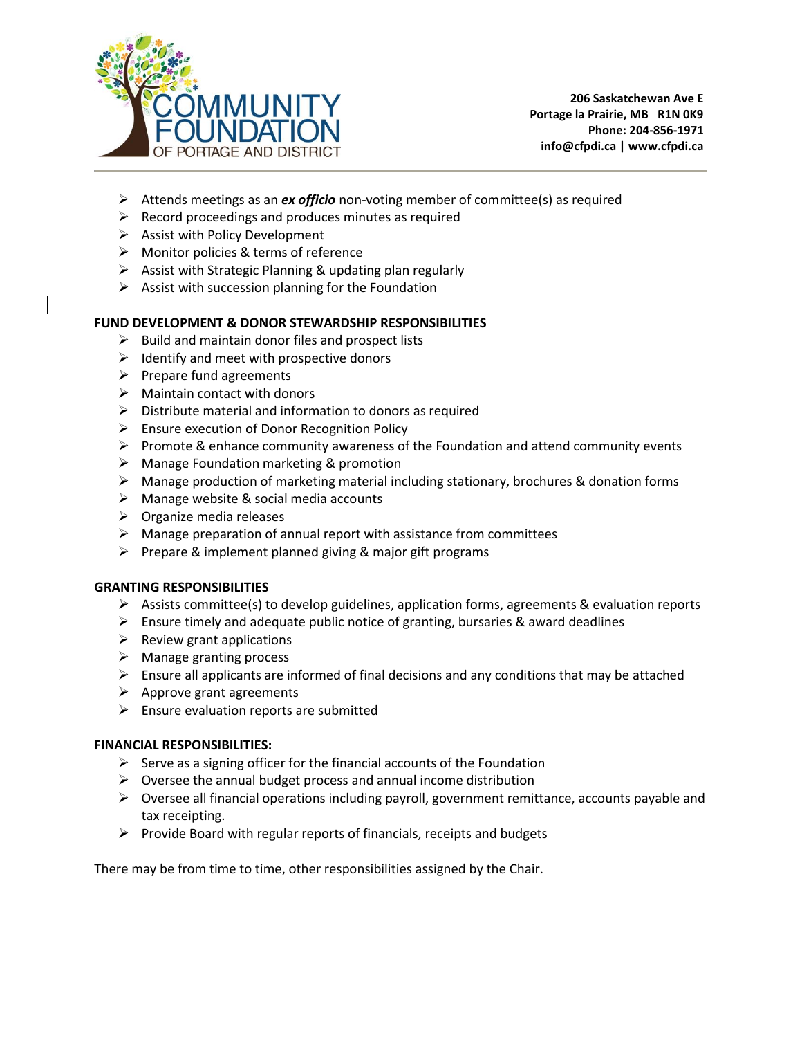- Attends meetings as an ***ex officio*** non-voting member of committee(s) as required
- Record proceedings and produces minutes as required
- Assist with Policy Development
- Monitor policies & terms of reference
- Assist with Strategic Planning & updating plan regularly
- Assist with succession planning for the Foundation

**FUND DEVELOPMENT & DONOR STEWARDSHIP RESPONSIBILITIES**

- Build and maintain donor files and prospect lists
- Identify and meet with prospective donors
- Prepare fund agreements
- Maintain contact with donors
- Distribute material and information to donors as required
- Ensure execution of Donor Recognition Policy
- Promote & enhance community awareness of the Foundation and attend community events
- Manage Foundation marketing & promotion
- Manage production of marketing material including stationary, brochures & donation forms
- Manage website & social media accounts
- Organize media releases
- Manage preparation of annual report with assistance from committees
- Prepare & implement planned giving & major gift programs

**GRANTING RESPONSIBILITIES**

- Assists committee(s) to develop guidelines, application forms, agreements & evaluation reports
- Ensure timely and adequate public notice of granting, bursaries & award deadlines
- Review grant applications
- Manage granting process
- Ensure all applicants are informed of final decisions and any conditions that may be attached
- Approve grant agreements
- Ensure evaluation reports are submitted

**FINANCIAL RESPONSIBILITIES:**

- Serve as a signing officer for the financial accounts of the Foundation
- Oversee the annual budget process and annual income distribution
- Oversee all financial operations including payroll, government remittance, accounts payable and tax receipting.
- Provide Board with regular reports of financials, receipts and budgets

There may be from time to time, other responsibilities assigned by the Chair.